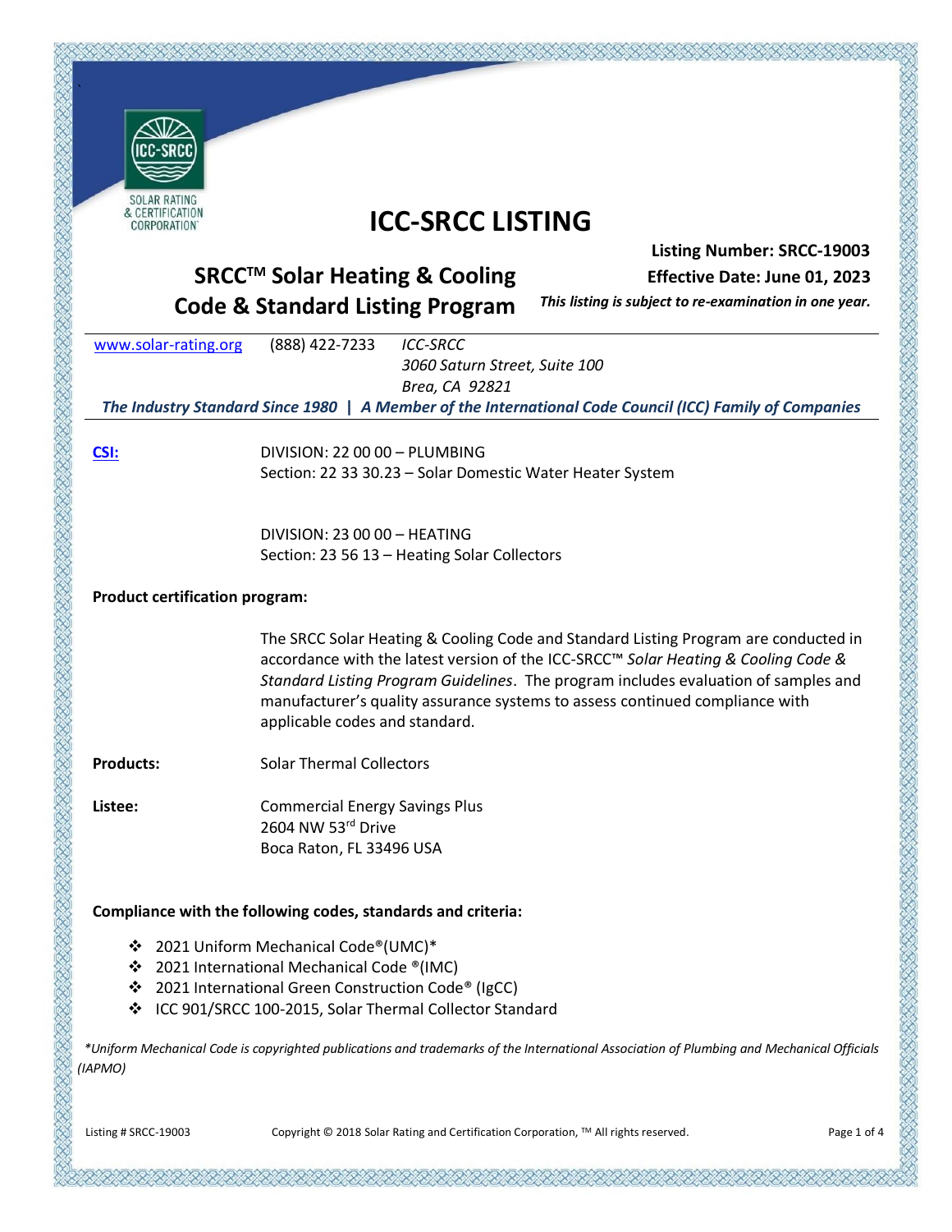SOLAR RATING & CERTIFICATION CORPORATION

# ICC-SRCC LISTING

**Listing Number: SRCC-19003**

**Effective Date: June 01, 2023**

***This listing is subject to re-examination in one year.***

## SRCC™ Solar Heating & Cooling Code & Standard Listing Program

www.solar-rating.org (888) 422-7233 *ICC-SRCC*
*3060 Saturn Street, Suite 100*
*Brea, CA 92821*

***The Industry Standard Since 1980 | A Member of the International Code Council (ICC) Family of Companies***

**CSI:** DIVISION: 22 00 00 – PLUMBING
Section: 22 33 30.23 – Solar Domestic Water Heater System

DIVISION: 23 00 00 – HEATING
Section: 23 56 13 – Heating Solar Collectors

**Product certification program:**

The SRCC Solar Heating & Cooling Code and Standard Listing Program are conducted in accordance with the latest version of the ICC-SRCC™ *Solar Heating & Cooling Code & Standard Listing Program Guidelines*. The program includes evaluation of samples and manufacturer's quality assurance systems to assess continued compliance with applicable codes and standard.

**Products:** Solar Thermal Collectors

**Listee:** Commercial Energy Savings Plus
2604 NW 53rd Drive
Boca Raton, FL 33496 USA

**Compliance with the following codes, standards and criteria:**

- 2021 Uniform Mechanical Code®(UMC)*
- 2021 International Mechanical Code ®(IMC)
- 2021 International Green Construction Code® (IgCC)
- ICC 901/SRCC 100-2015, Solar Thermal Collector Standard

*\*Uniform Mechanical Code is copyrighted publications and trademarks of the International Association of Plumbing and Mechanical Officials (IAPMO)*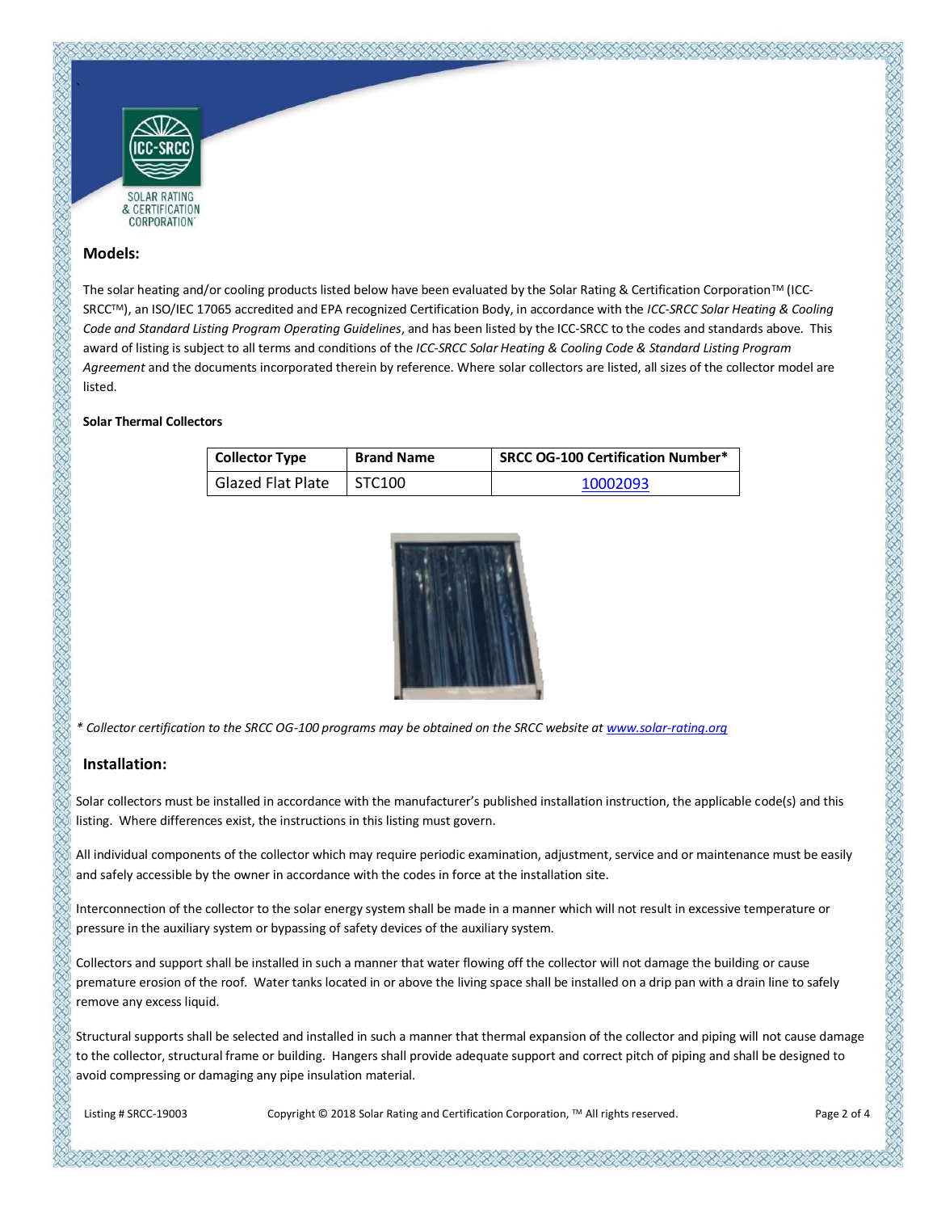## Models:

The solar heating and/or cooling products listed below have been evaluated by the Solar Rating & Certification Corporation™ (ICC-SRCC™), an ISO/IEC 17065 accredited and EPA recognized Certification Body, in accordance with the *ICC-SRCC Solar Heating & Cooling Code and Standard Listing Program Operating Guidelines*, and has been listed by the ICC-SRCC to the codes and standards above. This award of listing is subject to all terms and conditions of the *ICC-SRCC Solar Heating & Cooling Code & Standard Listing Program Agreement* and the documents incorporated therein by reference. Where solar collectors are listed, all sizes of the collector model are listed.

**Solar Thermal Collectors**

| Collector Type | Brand Name | SRCC OG-100 Certification Number* |
| --- | --- | --- |
| Glazed Flat Plate | STC100 | 10002093 |

*\* Collector certification to the SRCC OG-100 programs may be obtained on the SRCC website at www.solar-rating.org*

## Installation:

Solar collectors must be installed in accordance with the manufacturer's published installation instruction, the applicable code(s) and this listing. Where differences exist, the instructions in this listing must govern.

All individual components of the collector which may require periodic examination, adjustment, service and or maintenance must be easily and safely accessible by the owner in accordance with the codes in force at the installation site.

Interconnection of the collector to the solar energy system shall be made in a manner which will not result in excessive temperature or pressure in the auxiliary system or bypassing of safety devices of the auxiliary system.

Collectors and support shall be installed in such a manner that water flowing off the collector will not damage the building or cause premature erosion of the roof. Water tanks located in or above the living space shall be installed on a drip pan with a drain line to safely remove any excess liquid.

Structural supports shall be selected and installed in such a manner that thermal expansion of the collector and piping will not cause damage to the collector, structural frame or building. Hangers shall provide adequate support and correct pitch of piping and shall be designed to avoid compressing or damaging any pipe insulation material.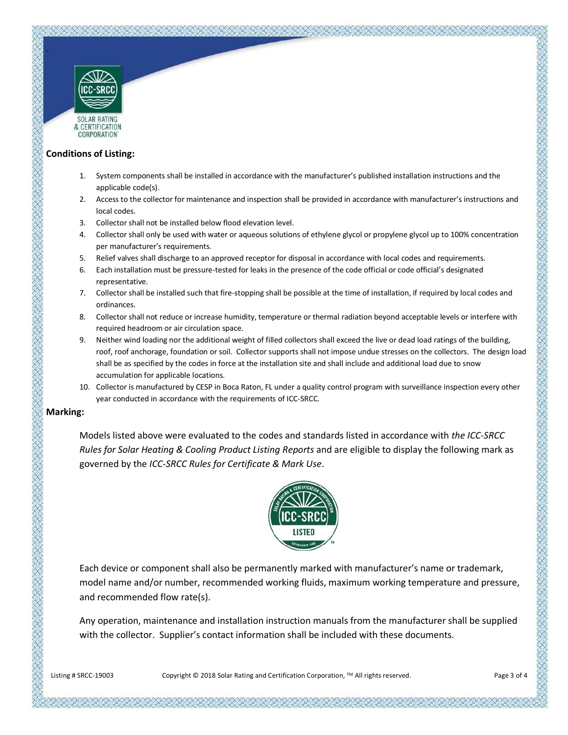**Conditions of Listing:**

1. System components shall be installed in accordance with the manufacturer's published installation instructions and the applicable code(s).
2. Access to the collector for maintenance and inspection shall be provided in accordance with manufacturer's instructions and local codes.
3. Collector shall not be installed below flood elevation level.
4. Collector shall only be used with water or aqueous solutions of ethylene glycol or propylene glycol up to 100% concentration per manufacturer's requirements.
5. Relief valves shall discharge to an approved receptor for disposal in accordance with local codes and requirements.
6. Each installation must be pressure-tested for leaks in the presence of the code official or code official's designated representative.
7. Collector shall be installed such that fire-stopping shall be possible at the time of installation, if required by local codes and ordinances.
8. Collector shall not reduce or increase humidity, temperature or thermal radiation beyond acceptable levels or interfere with required headroom or air circulation space.
9. Neither wind loading nor the additional weight of filled collectors shall exceed the live or dead load ratings of the building, roof, roof anchorage, foundation or soil. Collector supports shall not impose undue stresses on the collectors. The design load shall be as specified by the codes in force at the installation site and shall include and additional load due to snow accumulation for applicable locations.
10. Collector is manufactured by CESP in Boca Raton, FL under a quality control program with surveillance inspection every other year conducted in accordance with the requirements of ICC-SRCC.

**Marking:**

Models listed above were evaluated to the codes and standards listed in accordance with *the ICC-SRCC Rules for Solar Heating & Cooling Product Listing Reports* and are eligible to display the following mark as governed by the *ICC-SRCC Rules for Certificate & Mark Use*.

Each device or component shall also be permanently marked with manufacturer's name or trademark, model name and/or number, recommended working fluids, maximum working temperature and pressure, and recommended flow rate(s).

Any operation, maintenance and installation instruction manuals from the manufacturer shall be supplied with the collector. Supplier's contact information shall be included with these documents.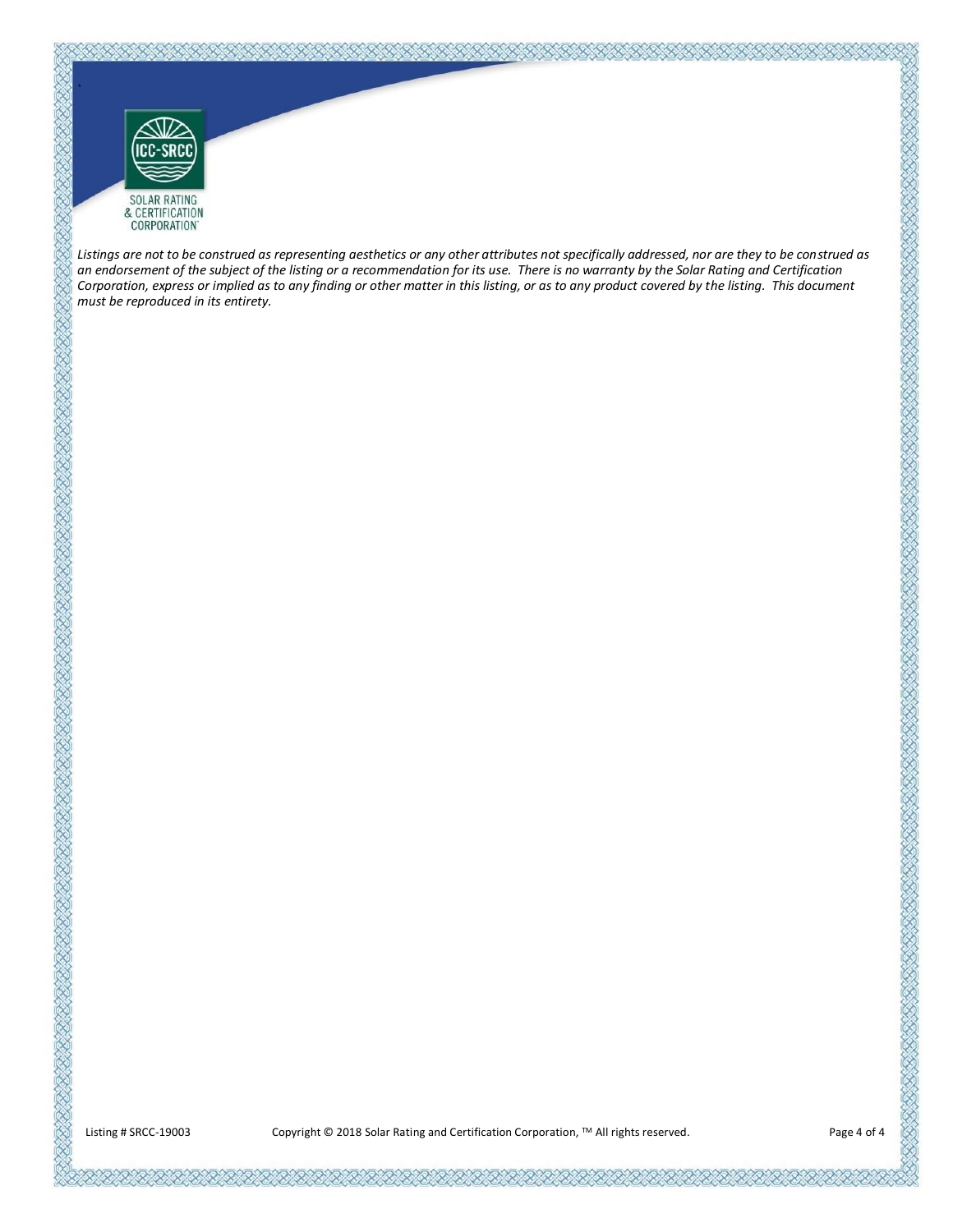*Listings are not to be construed as representing aesthetics or any other attributes not specifically addressed, nor are they to be construed as an endorsement of the subject of the listing or a recommendation for its use. There is no warranty by the Solar Rating and Certification Corporation, express or implied as to any finding or other matter in this listing, or as to any product covered by the listing. This document must be reproduced in its entirety.*